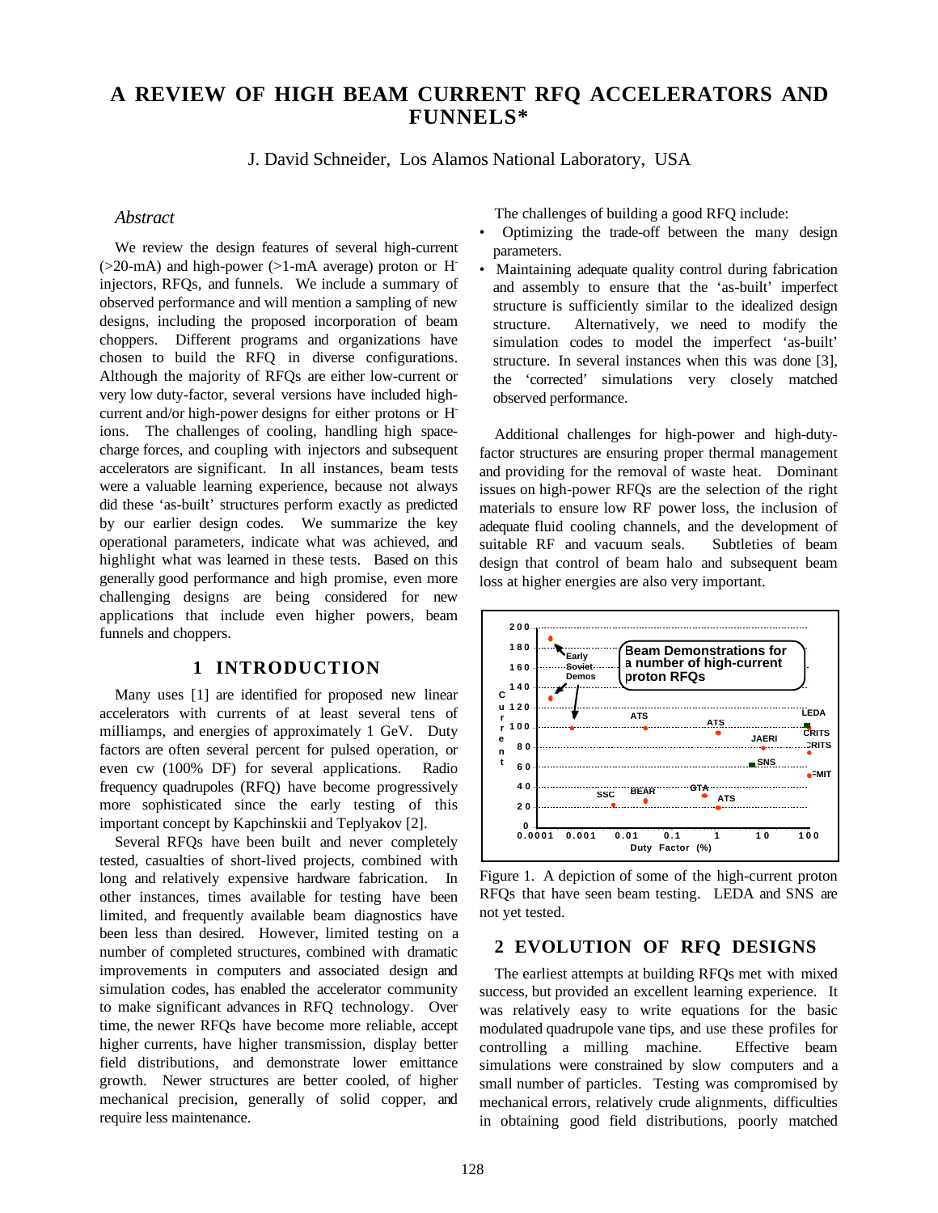# A REVIEW OF HIGH BEAM CURRENT RFQ ACCELERATORS AND FUNNELS*

J. David Schneider, Los Alamos National Laboratory, USA

## *Abstract*

We review the design features of several high-current (>20-mA) and high-power (>1-mA average) proton or H$^-$ injectors, RFQs, and funnels. We include a summary of observed performance and will mention a sampling of new designs, including the proposed incorporation of beam choppers. Different programs and organizations have chosen to build the RFQ in diverse configurations. Although the majority of RFQs are either low-current or very low duty-factor, several versions have included high-current and/or high-power designs for either protons or H$^-$ ions. The challenges of cooling, handling high space-charge forces, and coupling with injectors and subsequent accelerators are significant. In all instances, beam tests were a valuable learning experience, because not always did these 'as-built' structures perform exactly as predicted by our earlier design codes. We summarize the key operational parameters, indicate what was achieved, and highlight what was learned in these tests. Based on this generally good performance and high promise, even more challenging designs are being considered for new applications that include even higher powers, beam funnels and choppers.

## 1 INTRODUCTION

Many uses [1] are identified for proposed new linear accelerators with currents of at least several tens of milliamps, and energies of approximately 1 GeV. Duty factors are often several percent for pulsed operation, or even cw (100% DF) for several applications. Radio frequency quadrupoles (RFQ) have become progressively more sophisticated since the early testing of this important concept by Kapchinskii and Teplyakov [2].

Several RFQs have been built and never completely tested, casualties of short-lived projects, combined with long and relatively expensive hardware fabrication. In other instances, times available for testing have been limited, and frequently available beam diagnostics have been less than desired. However, limited testing on a number of completed structures, combined with dramatic improvements in computers and associated design and simulation codes, has enabled the accelerator community to make significant advances in RFQ technology. Over time, the newer RFQs have become more reliable, accept higher currents, have higher transmission, display better field distributions, and demonstrate lower emittance growth. Newer structures are better cooled, of higher mechanical precision, generally of solid copper, and require less maintenance.

The challenges of building a good RFQ include:

- Optimizing the trade-off between the many design parameters.
- Maintaining adequate quality control during fabrication and assembly to ensure that the 'as-built' imperfect structure is sufficiently similar to the idealized design structure. Alternatively, we need to modify the simulation codes to model the imperfect 'as-built' structure. In several instances when this was done [3], the 'corrected' simulations very closely matched observed performance.

Additional challenges for high-power and high-duty-factor structures are ensuring proper thermal management and providing for the removal of waste heat. Dominant issues on high-power RFQs are the selection of the right materials to ensure low RF power loss, the inclusion of adequate fluid cooling channels, and the development of suitable RF and vacuum seals. Subtleties of beam design that control of beam halo and subsequent beam loss at higher energies are also very important.

Figure 1. A depiction of some of the high-current proton RFQs that have seen beam testing. LEDA and SNS are not yet tested.

## 2 EVOLUTION OF RFQ DESIGNS

The earliest attempts at building RFQs met with mixed success, but provided an excellent learning experience. It was relatively easy to write equations for the basic modulated quadrupole vane tips, and use these profiles for controlling a milling machine. Effective beam simulations were constrained by slow computers and a small number of particles. Testing was compromised by mechanical errors, relatively crude alignments, difficulties in obtaining good field distributions, poorly matched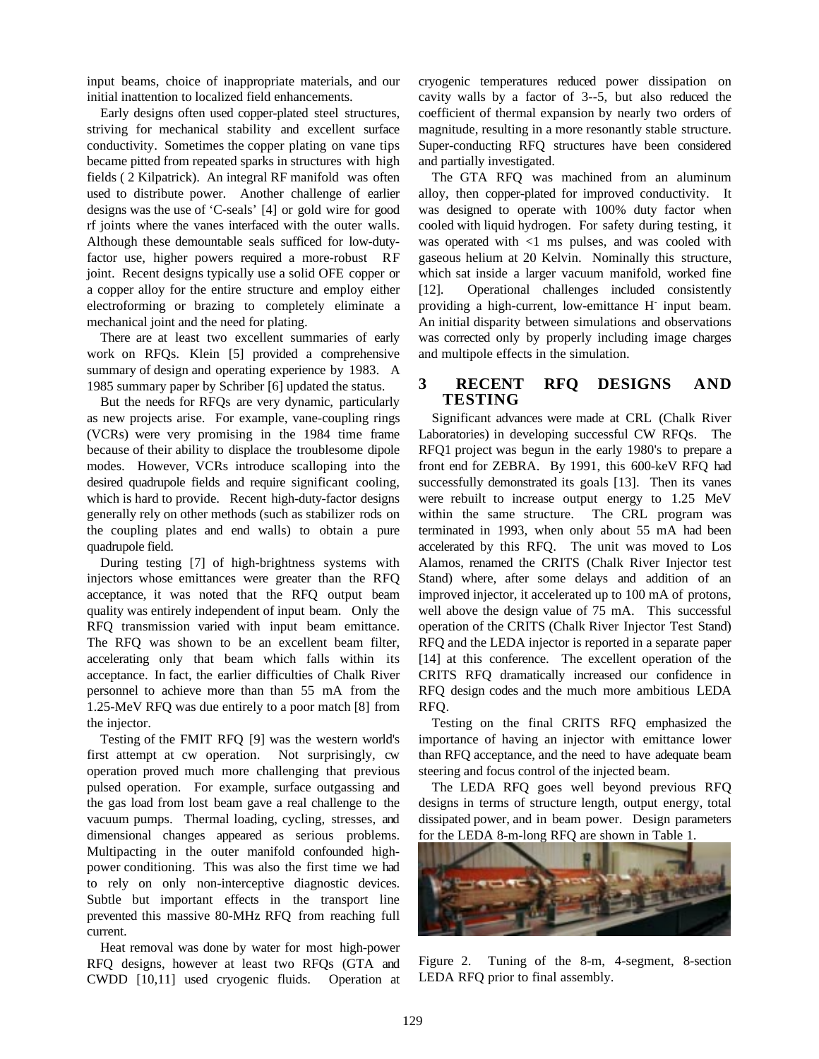input beams, choice of inappropriate materials, and our initial inattention to localized field enhancements.

Early designs often used copper-plated steel structures, striving for mechanical stability and excellent surface conductivity. Sometimes the copper plating on vane tips became pitted from repeated sparks in structures with high fields ( 2 Kilpatrick). An integral RF manifold was often used to distribute power. Another challenge of earlier designs was the use of 'C-seals' [4] or gold wire for good rf joints where the vanes interfaced with the outer walls. Although these demountable seals sufficed for low-duty-factor use, higher powers required a more-robust RF joint. Recent designs typically use a solid OFE copper or a copper alloy for the entire structure and employ either electroforming or brazing to completely eliminate a mechanical joint and the need for plating.

There are at least two excellent summaries of early work on RFQs. Klein [5] provided a comprehensive summary of design and operating experience by 1983. A 1985 summary paper by Schriber [6] updated the status.

But the needs for RFQs are very dynamic, particularly as new projects arise. For example, vane-coupling rings (VCRs) were very promising in the 1984 time frame because of their ability to displace the troublesome dipole modes. However, VCRs introduce scalloping into the desired quadrupole fields and require significant cooling, which is hard to provide. Recent high-duty-factor designs generally rely on other methods (such as stabilizer rods on the coupling plates and end walls) to obtain a pure quadrupole field.

During testing [7] of high-brightness systems with injectors whose emittances were greater than the RFQ acceptance, it was noted that the RFQ output beam quality was entirely independent of input beam. Only the RFQ transmission varied with input beam emittance. The RFQ was shown to be an excellent beam filter, accelerating only that beam which falls within its acceptance. In fact, the earlier difficulties of Chalk River personnel to achieve more than than 55 mA from the 1.25-MeV RFQ was due entirely to a poor match [8] from the injector.

Testing of the FMIT RFQ [9] was the western world's first attempt at cw operation. Not surprisingly, cw operation proved much more challenging that previous pulsed operation. For example, surface outgassing and the gas load from lost beam gave a real challenge to the vacuum pumps. Thermal loading, cycling, stresses, and dimensional changes appeared as serious problems. Multipacting in the outer manifold confounded high-power conditioning. This was also the first time we had to rely on only non-interceptive diagnostic devices. Subtle but important effects in the transport line prevented this massive 80-MHz RFQ from reaching full current.

Heat removal was done by water for most high-power RFQ designs, however at least two RFQs (GTA and CWDD [10,11] used cryogenic fluids. Operation at cryogenic temperatures reduced power dissipation on cavity walls by a factor of 3--5, but also reduced the coefficient of thermal expansion by nearly two orders of magnitude, resulting in a more resonantly stable structure. Super-conducting RFQ structures have been considered and partially investigated.

The GTA RFQ was machined from an aluminum alloy, then copper-plated for improved conductivity. It was designed to operate with 100% duty factor when cooled with liquid hydrogen. For safety during testing, it was operated with <1 ms pulses, and was cooled with gaseous helium at 20 Kelvin. Nominally this structure, which sat inside a larger vacuum manifold, worked fine [12]. Operational challenges included consistently providing a high-current, low-emittance $H^-$ input beam. An initial disparity between simulations and observations was corrected only by properly including image charges and multipole effects in the simulation.

## 3 RECENT RFQ DESIGNS AND TESTING

Significant advances were made at CRL (Chalk River Laboratories) in developing successful CW RFQs. The RFQ1 project was begun in the early 1980's to prepare a front end for ZEBRA. By 1991, this 600-keV RFQ had successfully demonstrated its goals [13]. Then its vanes were rebuilt to increase output energy to 1.25 MeV within the same structure. The CRL program was terminated in 1993, when only about 55 mA had been accelerated by this RFQ. The unit was moved to Los Alamos, renamed the CRITS (Chalk River Injector test Stand) where, after some delays and addition of an improved injector, it accelerated up to 100 mA of protons, well above the design value of 75 mA. This successful operation of the CRITS (Chalk River Injector Test Stand) RFQ and the LEDA injector is reported in a separate paper [14] at this conference. The excellent operation of the CRITS RFQ dramatically increased our confidence in RFQ design codes and the much more ambitious LEDA RFQ.

Testing on the final CRITS RFQ emphasized the importance of having an injector with emittance lower than RFQ acceptance, and the need to have adequate beam steering and focus control of the injected beam.

The LEDA RFQ goes well beyond previous RFQ designs in terms of structure length, output energy, total dissipated power, and in beam power. Design parameters for the LEDA 8-m-long RFQ are shown in Table 1.

Figure 2. Tuning of the 8-m, 4-segment, 8-section LEDA RFQ prior to final assembly.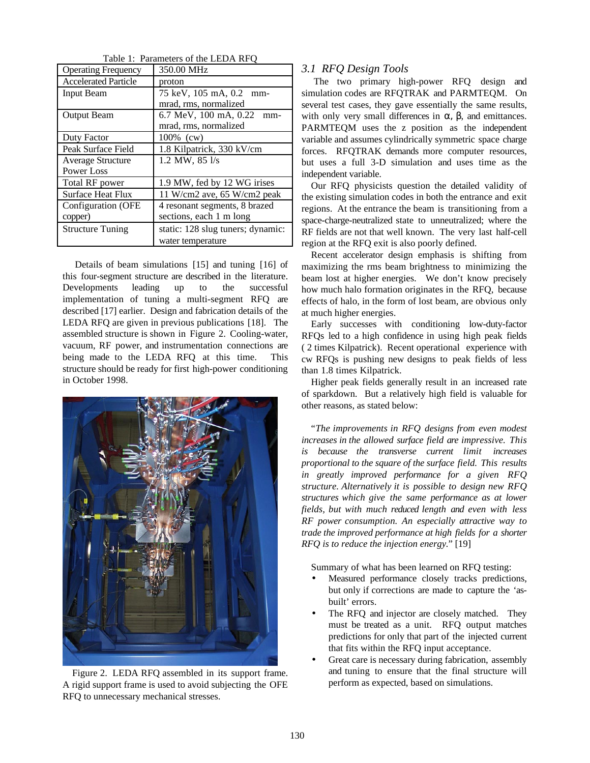Table 1: Parameters of the LEDA RFQ

| Operating Frequency | 350.00 MHz |
|---|---|
| Accelerated Particle | proton |
| Input Beam | 75 keV, 105 mA, 0.2 mm-mrad, rms, normalized |
| Output Beam | 6.7 MeV, 100 mA, 0.22 mm-mrad, rms, normalized |
| Duty Factor | 100% (cw) |
| Peak Surface Field | 1.8 Kilpatrick, 330 kV/cm |
| Average Structure Power Loss | 1.2 MW, 85 l/s |
| Total RF power | 1.9 MW, fed by 12 WG irises |
| Surface Heat Flux | 11 W/cm2 ave, 65 W/cm2 peak |
| Configuration (OFE copper) | 4 resonant segments, 8 brazed sections, each 1 m long |
| Structure Tuning | static: 128 slug tuners; dynamic: water temperature |

Details of beam simulations [15] and tuning [16] of this four-segment structure are described in the literature. Developments leading up to the successful implementation of tuning a multi-segment RFQ are described [17] earlier. Design and fabrication details of the LEDA RFQ are given in previous publications [18]. The assembled structure is shown in Figure 2. Cooling-water, vacuum, RF power, and instrumentation connections are being made to the LEDA RFQ at this time. This structure should be ready for first high-power conditioning in October 1998.

Figure 2. LEDA RFQ assembled in its support frame. A rigid support frame is used to avoid subjecting the OFE RFQ to unnecessary mechanical stresses.

### *3.1 RFQ Design Tools*

The two primary high-power RFQ design and simulation codes are RFQTRAK and PARMTEQM. On several test cases, they gave essentially the same results, with only very small differences in $\alpha$, $\beta$, and emittances. PARMTEQM uses the z position as the independent variable and assumes cylindrically symmetric space charge forces. RFQTRAK demands more computer resources, but uses a full 3-D simulation and uses time as the independent variable.

Our RFQ physicists question the detailed validity of the existing simulation codes in both the entrance and exit regions. At the entrance the beam is transitioning from a space-charge-neutralized state to unneutralized; where the RF fields are not that well known. The very last half-cell region at the RFQ exit is also poorly defined.

Recent accelerator design emphasis is shifting from maximizing the rms beam brightness to minimizing the beam lost at higher energies. We don't know precisely how much halo formation originates in the RFQ, because effects of halo, in the form of lost beam, are obvious only at much higher energies.

Early successes with conditioning low-duty-factor RFQs led to a high confidence in using high peak fields ( 2 times Kilpatrick). Recent operational experience with cw RFQs is pushing new designs to peak fields of less than 1.8 times Kilpatrick.

Higher peak fields generally result in an increased rate of sparkdown. But a relatively high field is valuable for other reasons, as stated below:

"*The improvements in RFQ designs from even modest increases in the allowed surface field are impressive. This is because the transverse current limit increases proportional to the square of the surface field. This results in greatly improved performance for a given RFQ structure. Alternatively it is possible to design new RFQ structures which give the same performance as at lower fields, but with much reduced length and even with less RF power consumption. An especially attractive way to trade the improved performance at high fields for a shorter RFQ is to reduce the injection energy.*" [19]

Summary of what has been learned on RFQ testing:

- Measured performance closely tracks predictions, but only if corrections are made to capture the 'as-built' errors.
- The RFQ and injector are closely matched. They must be treated as a unit. RFQ output matches predictions for only that part of the injected current that fits within the RFQ input acceptance.
- Great care is necessary during fabrication, assembly and tuning to ensure that the final structure will perform as expected, based on simulations.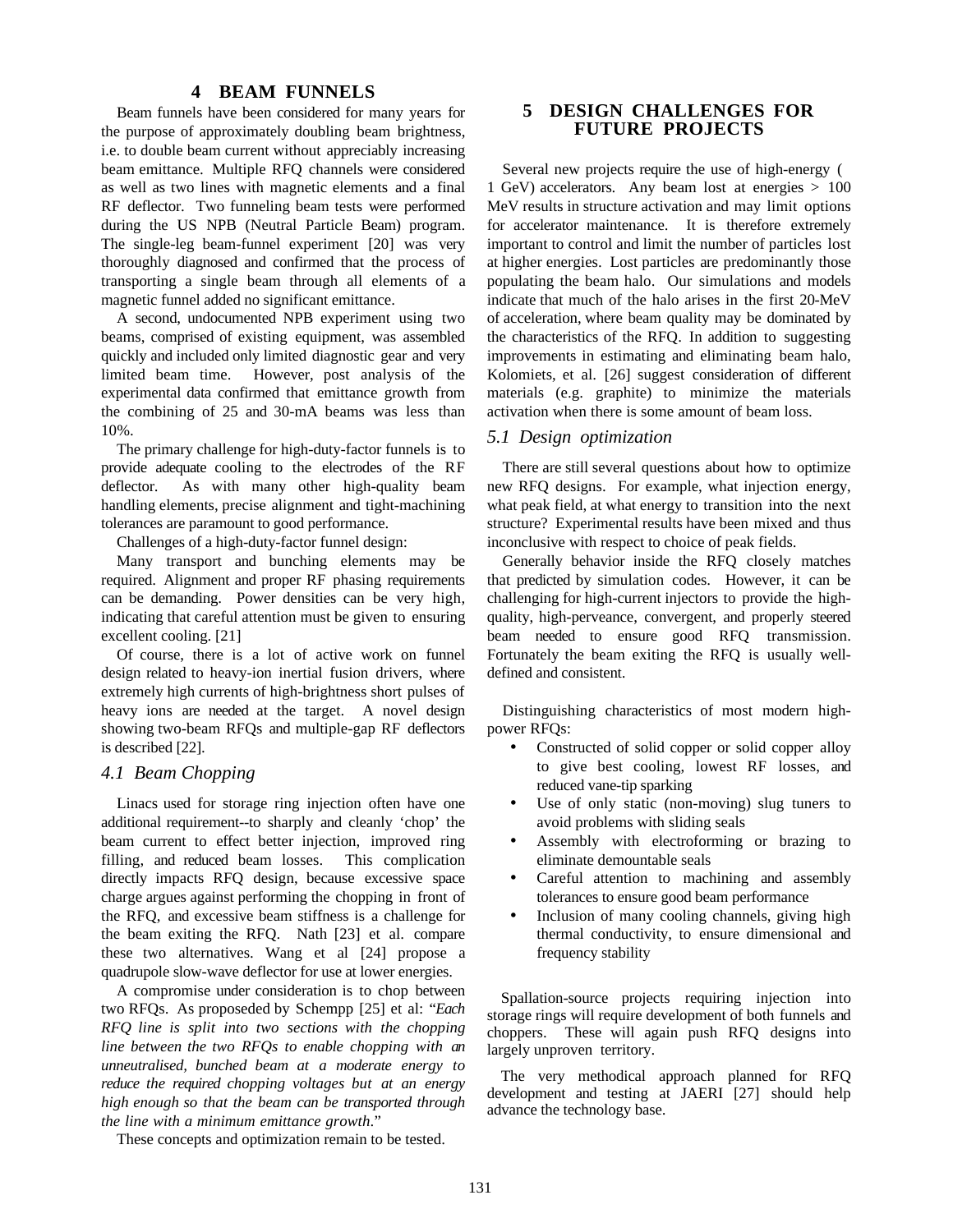## 4 BEAM FUNNELS

Beam funnels have been considered for many years for the purpose of approximately doubling beam brightness, i.e. to double beam current without appreciably increasing beam emittance. Multiple RFQ channels were considered as well as two lines with magnetic elements and a final RF deflector. Two funneling beam tests were performed during the US NPB (Neutral Particle Beam) program. The single-leg beam-funnel experiment [20] was very thoroughly diagnosed and confirmed that the process of transporting a single beam through all elements of a magnetic funnel added no significant emittance.

A second, undocumented NPB experiment using two beams, comprised of existing equipment, was assembled quickly and included only limited diagnostic gear and very limited beam time. However, post analysis of the experimental data confirmed that emittance growth from the combining of 25 and 30-mA beams was less than 10%.

The primary challenge for high-duty-factor funnels is to provide adequate cooling to the electrodes of the RF deflector. As with many other high-quality beam handling elements, precise alignment and tight-machining tolerances are paramount to good performance.

Challenges of a high-duty-factor funnel design:

Many transport and bunching elements may be required. Alignment and proper RF phasing requirements can be demanding. Power densities can be very high, indicating that careful attention must be given to ensuring excellent cooling. [21]

Of course, there is a lot of active work on funnel design related to heavy-ion inertial fusion drivers, where extremely high currents of high-brightness short pulses of heavy ions are needed at the target. A novel design showing two-beam RFQs and multiple-gap RF deflectors is described [22].

### 4.1 Beam Chopping

Linacs used for storage ring injection often have one additional requirement--to sharply and cleanly 'chop' the beam current to effect better injection, improved ring filling, and reduced beam losses. This complication directly impacts RFQ design, because excessive space charge argues against performing the chopping in front of the RFQ, and excessive beam stiffness is a challenge for the beam exiting the RFQ. Nath [23] et al. compare these two alternatives. Wang et al [24] propose a quadrupole slow-wave deflector for use at lower energies.

A compromise under consideration is to chop between two RFQs. As proposeded by Schempp [25] et al: "*Each RFQ line is split into two sections with the chopping line between the two RFQs to enable chopping with an unneutralised, bunched beam at a moderate energy to reduce the required chopping voltages but at an energy high enough so that the beam can be transported through the line with a minimum emittance growth*."

These concepts and optimization remain to be tested.

## 5 DESIGN CHALLENGES FOR FUTURE PROJECTS

Several new projects require the use of high-energy ( 1 GeV) accelerators. Any beam lost at energies > 100 MeV results in structure activation and may limit options for accelerator maintenance. It is therefore extremely important to control and limit the number of particles lost at higher energies. Lost particles are predominantly those populating the beam halo. Our simulations and models indicate that much of the halo arises in the first 20-MeV of acceleration, where beam quality may be dominated by the characteristics of the RFQ. In addition to suggesting improvements in estimating and eliminating beam halo, Kolomiets, et al. [26] suggest consideration of different materials (e.g. graphite) to minimize the materials activation when there is some amount of beam loss.

### 5.1 Design optimization

There are still several questions about how to optimize new RFQ designs. For example, what injection energy, what peak field, at what energy to transition into the next structure? Experimental results have been mixed and thus inconclusive with respect to choice of peak fields.

Generally behavior inside the RFQ closely matches that predicted by simulation codes. However, it can be challenging for high-current injectors to provide the high-quality, high-perveance, convergent, and properly steered beam needed to ensure good RFQ transmission. Fortunately the beam exiting the RFQ is usually well-defined and consistent.

Distinguishing characteristics of most modern high-power RFQs:

- Constructed of solid copper or solid copper alloy to give best cooling, lowest RF losses, and reduced vane-tip sparking
- Use of only static (non-moving) slug tuners to avoid problems with sliding seals
- Assembly with electroforming or brazing to eliminate demountable seals
- Careful attention to machining and assembly tolerances to ensure good beam performance
- Inclusion of many cooling channels, giving high thermal conductivity, to ensure dimensional and frequency stability

Spallation-source projects requiring injection into storage rings will require development of both funnels and choppers. These will again push RFQ designs into largely unproven territory.

The very methodical approach planned for RFQ development and testing at JAERI [27] should help advance the technology base.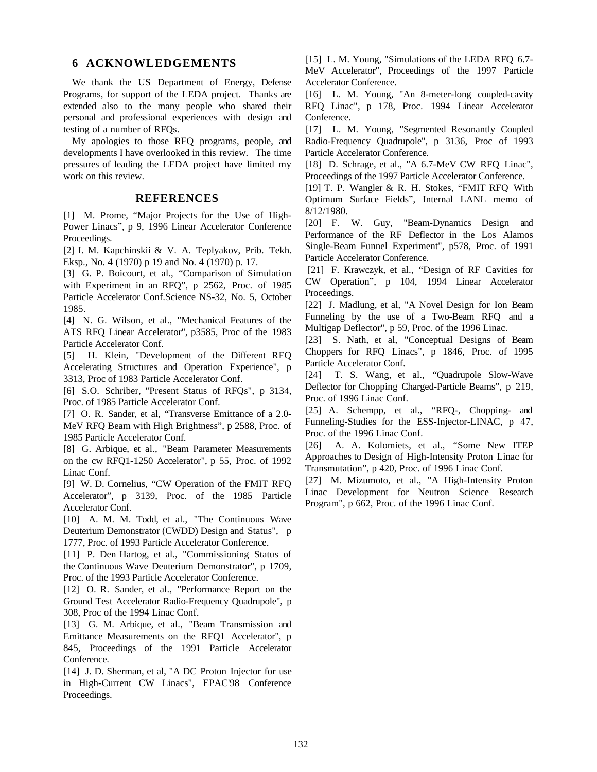## 6 ACKNOWLEDGEMENTS

We thank the US Department of Energy, Defense Programs, for support of the LEDA project. Thanks are extended also to the many people who shared their personal and professional experiences with design and testing of a number of RFQs.

My apologies to those RFQ programs, people, and developments I have overlooked in this review. The time pressures of leading the LEDA project have limited my work on this review.

## REFERENCES

[1] M. Prome, "Major Projects for the Use of High-Power Linacs", p 9, 1996 Linear Accelerator Conference Proceedings.

[2] I. M. Kapchinskii & V. A. Teplyakov, Prib. Tekh. Eksp., No. 4 (1970) p 19 and No. 4 (1970) p. 17.

[3] G. P. Boicourt, et al., "Comparison of Simulation with Experiment in an RFQ", p 2562, Proc. of 1985 Particle Accelerator Conf.Science NS-32, No. 5, October 1985.

[4] N. G. Wilson, et al., "Mechanical Features of the ATS RFQ Linear Accelerator", p3585, Proc of the 1983 Particle Accelerator Conf.

[5] H. Klein, "Development of the Different RFQ Accelerating Structures and Operation Experience", p 3313, Proc of 1983 Particle Accelerator Conf.

[6] S.O. Schriber, "Present Status of RFQs", p 3134, Proc. of 1985 Particle Accelerator Conf.

[7] O. R. Sander, et al, "Transverse Emittance of a 2.0-MeV RFQ Beam with High Brightness", p 2588, Proc. of 1985 Particle Accelerator Conf.

[8] G. Arbique, et al., "Beam Parameter Measurements on the cw RFQ1-1250 Accelerator", p 55, Proc. of 1992 Linac Conf.

[9] W. D. Cornelius, "CW Operation of the FMIT RFQ Accelerator", p 3139, Proc. of the 1985 Particle Accelerator Conf.

[10] A. M. M. Todd, et al., "The Continuous Wave Deuterium Demonstrator (CWDD) Design and Status", p 1777, Proc. of 1993 Particle Accelerator Conference.

[11] P. Den Hartog, et al., "Commissioning Status of the Continuous Wave Deuterium Demonstrator", p 1709, Proc. of the 1993 Particle Accelerator Conference.

[12] O. R. Sander, et al., "Performance Report on the Ground Test Accelerator Radio-Frequency Quadrupole", p 308, Proc of the 1994 Linac Conf.

[13] G. M. Arbique, et al., "Beam Transmission and Emittance Measurements on the RFQ1 Accelerator", p 845, Proceedings of the 1991 Particle Accelerator Conference.

[14] J. D. Sherman, et al, "A DC Proton Injector for use in High-Current CW Linacs", EPAC'98 Conference Proceedings.

[15] L. M. Young, "Simulations of the LEDA RFQ 6.7-MeV Accelerator", Proceedings of the 1997 Particle Accelerator Conference.

[16] L. M. Young, "An 8-meter-long coupled-cavity RFQ Linac", p 178, Proc. 1994 Linear Accelerator Conference.

[17] L. M. Young, "Segmented Resonantly Coupled Radio-Frequency Quadrupole", p 3136, Proc of 1993 Particle Accelerator Conference.

[18] D. Schrage, et al., "A 6.7-MeV CW RFQ Linac", Proceedings of the 1997 Particle Accelerator Conference.

[19] T. P. Wangler & R. H. Stokes, "FMIT RFQ With Optimum Surface Fields", Internal LANL memo of 8/12/1980.

[20] F. W. Guy, "Beam-Dynamics Design and Performance of the RF Deflector in the Los Alamos Single-Beam Funnel Experiment", p578, Proc. of 1991 Particle Accelerator Conference.

[21] F. Krawczyk, et al., "Design of RF Cavities for CW Operation", p 104, 1994 Linear Accelerator Proceedings.

[22] J. Madlung, et al, "A Novel Design for Ion Beam Funneling by the use of a Two-Beam RFQ and a Multigap Deflector", p 59, Proc. of the 1996 Linac.

[23] S. Nath, et al, "Conceptual Designs of Beam Choppers for RFQ Linacs", p 1846, Proc. of 1995 Particle Accelerator Conf.

[24] T. S. Wang, et al., "Quadrupole Slow-Wave Deflector for Chopping Charged-Particle Beams", p 219, Proc. of 1996 Linac Conf.

[25] A. Schempp, et al., "RFQ-, Chopping- and Funneling-Studies for the ESS-Injector-LINAC, p 47, Proc. of the 1996 Linac Conf.

[26] A. A. Kolomiets, et al., "Some New ITEP Approaches to Design of High-Intensity Proton Linac for Transmutation", p 420, Proc. of 1996 Linac Conf.

[27] M. Mizumoto, et al., "A High-Intensity Proton Linac Development for Neutron Science Research Program", p 662, Proc. of the 1996 Linac Conf.